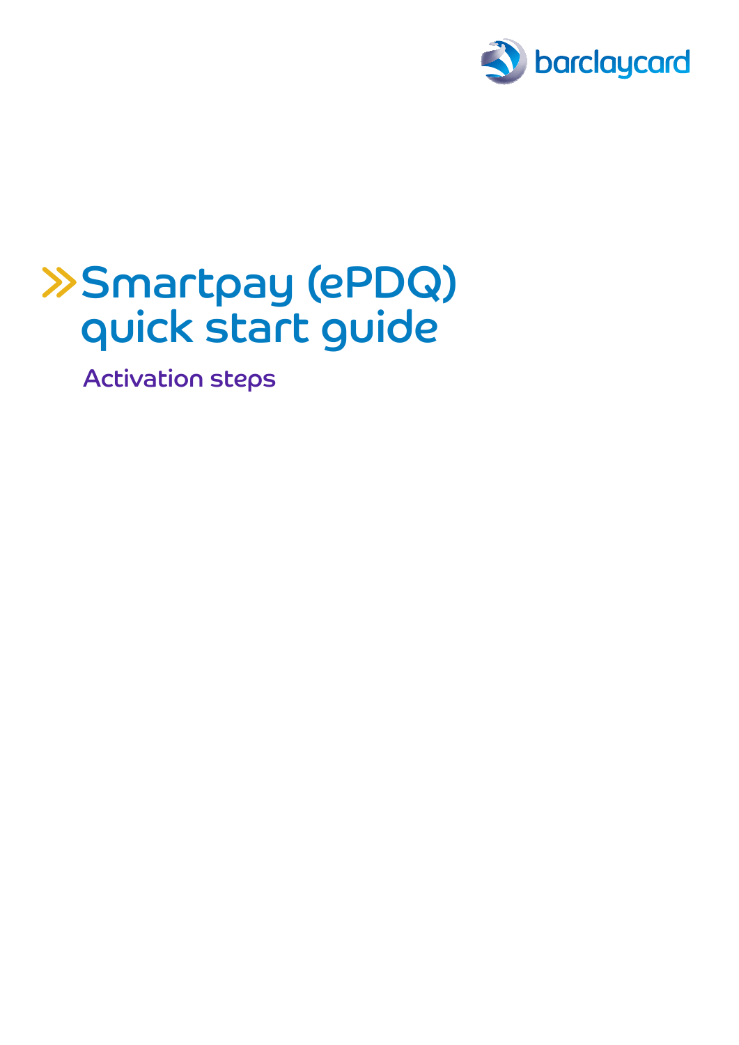barclaycard

# Smartpay (ePDQ) quick start guide

## Activation steps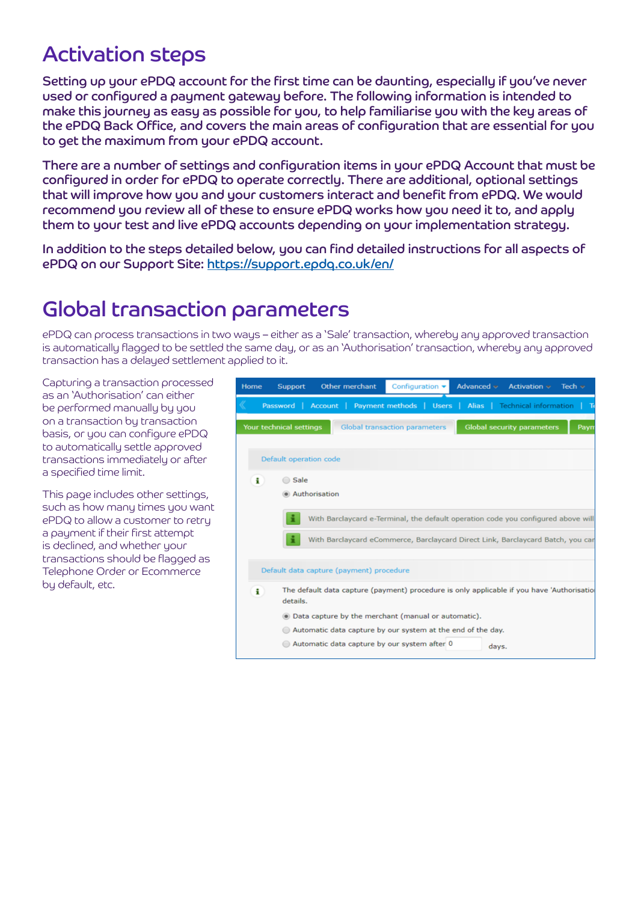# Activation steps

Setting up your ePDQ account for the first time can be daunting, especially if you've never used or configured a payment gateway before. The following information is intended to make this journey as easy as possible for you, to help familiarise you with the key areas of the ePDQ Back Office, and covers the main areas of configuration that are essential for you to get the maximum from your ePDQ account.

There are a number of settings and configuration items in your ePDQ Account that must be configured in order for ePDQ to operate correctly. There are additional, optional settings that will improve how you and your customers interact and benefit from ePDQ. We would recommend you review all of these to ensure ePDQ works how you need it to, and apply them to your test and live ePDQ accounts depending on your implementation strategy.

In addition to the steps detailed below, you can find detailed instructions for all aspects of ePDQ on our Support Site: https://support.epdq.co.uk/en/

# Global transaction parameters

ePDQ can process transactions in two ways – either as a 'Sale' transaction, whereby any approved transaction is automatically flagged to be settled the same day, or as an 'Authorisation' transaction, whereby any approved transaction has a delayed settlement applied to it.

Capturing a transaction processed as an 'Authorisation' can either be performed manually by you on a transaction by transaction basis, or you can configure ePDQ to automatically settle approved transactions immediately or after a specified time limit.

This page includes other settings, such as how many times you want ePDQ to allow a customer to retry a payment if their first attempt is declined, and whether your transactions should be flagged as Telephone Order or Ecommerce by default, etc.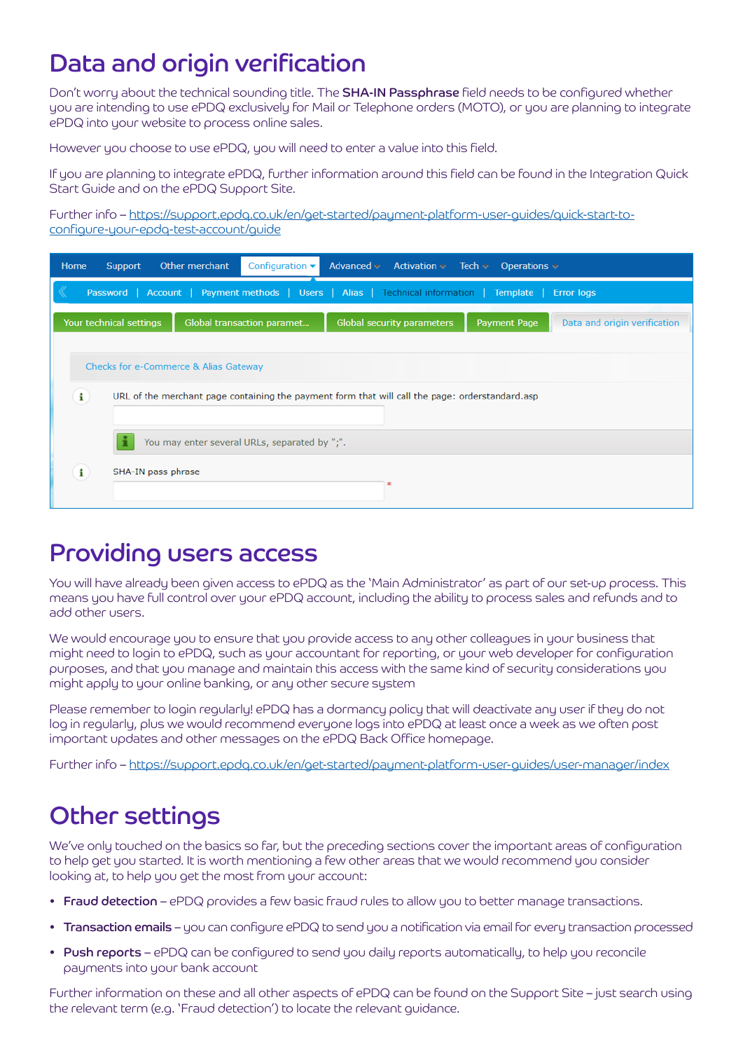# Data and origin verification

Don't worry about the technical sounding title. The **SHA-IN Passphrase** field needs to be configured whether you are intending to use ePDQ exclusively for Mail or Telephone orders (MOTO), or you are planning to integrate ePDQ into your website to process online sales.

However you choose to use ePDQ, you will need to enter a value into this field.

If you are planning to integrate ePDQ, further information around this field can be found in the Integration Quick Start Guide and on the ePDQ Support Site.

Further info – https://support.epdq.co.uk/en/get-started/payment-platform-user-guides/quick-start-to-configure-your-epdq-test-account/guide

# Providing users access

You will have already been given access to ePDQ as the 'Main Administrator' as part of our set-up process. This means you have full control over your ePDQ account, including the ability to process sales and refunds and to add other users.

We would encourage you to ensure that you provide access to any other colleagues in your business that might need to login to ePDQ, such as your accountant for reporting, or your web developer for configuration purposes, and that you manage and maintain this access with the same kind of security considerations you might apply to your online banking, or any other secure system

Please remember to login regularly! ePDQ has a dormancy policy that will deactivate any user if they do not log in regularly, plus we would recommend everyone logs into ePDQ at least once a week as we often post important updates and other messages on the ePDQ Back Office homepage.

Further info – https://support.epdq.co.uk/en/get-started/payment-platform-user-guides/user-manager/index

# Other settings

We've only touched on the basics so far, but the preceding sections cover the important areas of configuration to help get you started. It is worth mentioning a few other areas that we would recommend you consider looking at, to help you get the most from your account:

- **Fraud detection** – ePDQ provides a few basic fraud rules to allow you to better manage transactions.
- **Transaction emails** – you can configure ePDQ to send you a notification via email for every transaction processed
- **Push reports** – ePDQ can be configured to send you daily reports automatically, to help you reconcile payments into your bank account

Further information on these and all other aspects of ePDQ can be found on the Support Site – just search using the relevant term (e.g. 'Fraud detection') to locate the relevant guidance.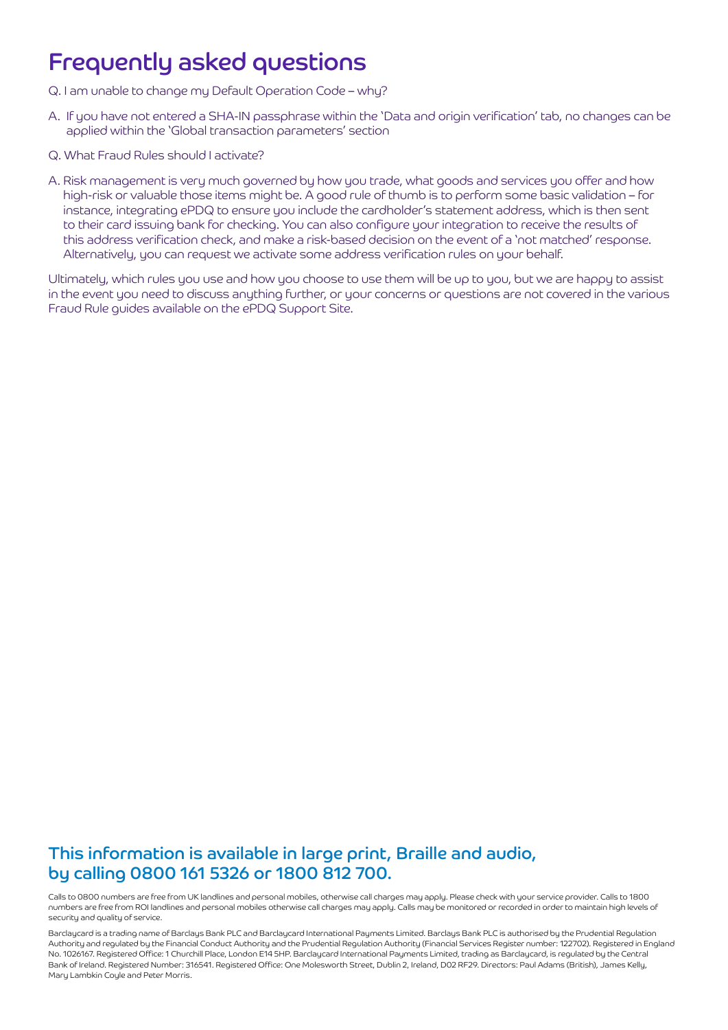# Frequently asked questions

Q. I am unable to change my Default Operation Code – why?

A. If you have not entered a SHA-IN passphrase within the 'Data and origin verification' tab, no changes can be applied within the 'Global transaction parameters' section

Q. What Fraud Rules should I activate?

A. Risk management is very much governed by how you trade, what goods and services you offer and how high-risk or valuable those items might be. A good rule of thumb is to perform some basic validation – for instance, integrating ePDQ to ensure you include the cardholder's statement address, which is then sent to their card issuing bank for checking. You can also configure your integration to receive the results of this address verification check, and make a risk-based decision on the event of a 'not matched' response. Alternatively, you can request we activate some address verification rules on your behalf.

Ultimately, which rules you use and how you choose to use them will be up to you, but we are happy to assist in the event you need to discuss anything further, or your concerns or questions are not covered in the various Fraud Rule guides available on the ePDQ Support Site.

## This information is available in large print, Braille and audio, by calling 0800 161 5326 or 1800 812 700.

Calls to 0800 numbers are free from UK landlines and personal mobiles, otherwise call charges may apply. Please check with your service provider. Calls to 1800 numbers are free from ROI landlines and personal mobiles otherwise call charges may apply. Calls may be monitored or recorded in order to maintain high levels of security and quality of service.

Barclaycard is a trading name of Barclays Bank PLC and Barclaycard International Payments Limited. Barclays Bank PLC is authorised by the Prudential Regulation Authority and regulated by the Financial Conduct Authority and the Prudential Regulation Authority (Financial Services Register number: 122702). Registered in England No. 1026167. Registered Office: 1 Churchill Place, London E14 5HP. Barclaycard International Payments Limited, trading as Barclaycard, is regulated by the Central Bank of Ireland. Registered Number: 316541. Registered Office: One Molesworth Street, Dublin 2, Ireland, D02 RF29. Directors: Paul Adams (British), James Kelly, Mary Lambkin Coyle and Peter Morris.